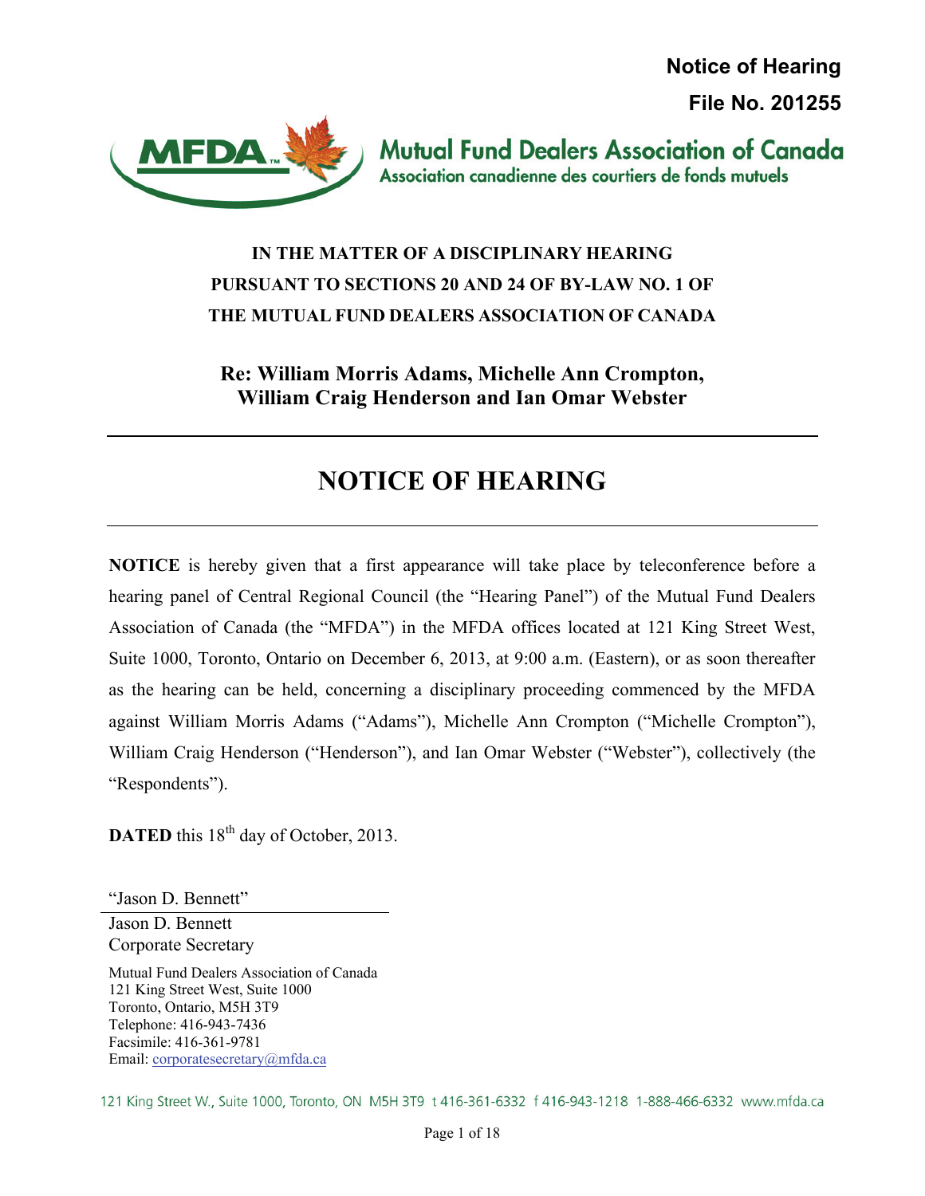**Notice of Hearing**

**File No. 201255**

Mutual Fund Dealers Association of Canada
Association canadienne des courtiers de fonds mutuels

**IN THE MATTER OF A DISCIPLINARY HEARING PURSUANT TO SECTIONS 20 AND 24 OF BY-LAW NO. 1 OF THE MUTUAL FUND DEALERS ASSOCIATION OF CANADA**

**Re: William Morris Adams, Michelle Ann Crompton, William Craig Henderson and Ian Omar Webster**

---

# NOTICE OF HEARING

---

**NOTICE** is hereby given that a first appearance will take place by teleconference before a hearing panel of Central Regional Council (the "Hearing Panel") of the Mutual Fund Dealers Association of Canada (the "MFDA") in the MFDA offices located at 121 King Street West, Suite 1000, Toronto, Ontario on December 6, 2013, at 9:00 a.m. (Eastern), or as soon thereafter as the hearing can be held, concerning a disciplinary proceeding commenced by the MFDA against William Morris Adams ("Adams"), Michelle Ann Crompton ("Michelle Crompton"), William Craig Henderson ("Henderson"), and Ian Omar Webster ("Webster"), collectively (the "Respondents").

**DATED** this 18th day of October, 2013.

"Jason D. Bennett"

Jason D. Bennett
Corporate Secretary

Mutual Fund Dealers Association of Canada
121 King Street West, Suite 1000
Toronto, Ontario, M5H 3T9
Telephone: 416-943-7436
Facsimile: 416-361-9781
Email: corporatesecretary@mfda.ca

121 King Street W., Suite 1000, Toronto, ON M5H 3T9 t 416-361-6332 f 416-943-1218 1-888-466-6332 www.mfda.ca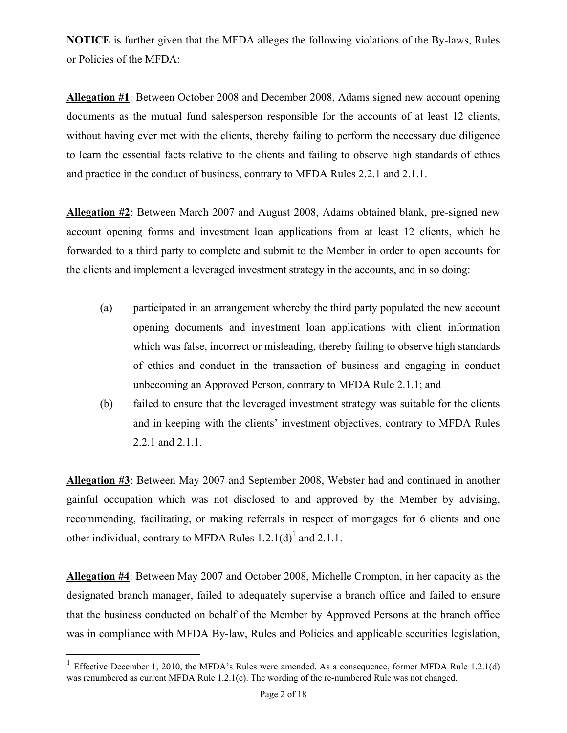**NOTICE** is further given that the MFDA alleges the following violations of the By-laws, Rules or Policies of the MFDA:

**Allegation #1**: Between October 2008 and December 2008, Adams signed new account opening documents as the mutual fund salesperson responsible for the accounts of at least 12 clients, without having ever met with the clients, thereby failing to perform the necessary due diligence to learn the essential facts relative to the clients and failing to observe high standards of ethics and practice in the conduct of business, contrary to MFDA Rules 2.2.1 and 2.1.1.

**Allegation #2**: Between March 2007 and August 2008, Adams obtained blank, pre-signed new account opening forms and investment loan applications from at least 12 clients, which he forwarded to a third party to complete and submit to the Member in order to open accounts for the clients and implement a leveraged investment strategy in the accounts, and in so doing:

(a) participated in an arrangement whereby the third party populated the new account opening documents and investment loan applications with client information which was false, incorrect or misleading, thereby failing to observe high standards of ethics and conduct in the transaction of business and engaging in conduct unbecoming an Approved Person, contrary to MFDA Rule 2.1.1; and

(b) failed to ensure that the leveraged investment strategy was suitable for the clients and in keeping with the clients' investment objectives, contrary to MFDA Rules 2.2.1 and 2.1.1.

**Allegation #3**: Between May 2007 and September 2008, Webster had and continued in another gainful occupation which was not disclosed to and approved by the Member by advising, recommending, facilitating, or making referrals in respect of mortgages for 6 clients and one other individual, contrary to MFDA Rules 1.2.1(d)[1] and 2.1.1.

**Allegation #4**: Between May 2007 and October 2008, Michelle Crompton, in her capacity as the designated branch manager, failed to adequately supervise a branch office and failed to ensure that the business conducted on behalf of the Member by Approved Persons at the branch office was in compliance with MFDA By-law, Rules and Policies and applicable securities legislation,

[1] Effective December 1, 2010, the MFDA's Rules were amended. As a consequence, former MFDA Rule 1.2.1(d) was renumbered as current MFDA Rule 1.2.1(c). The wording of the re-numbered Rule was not changed.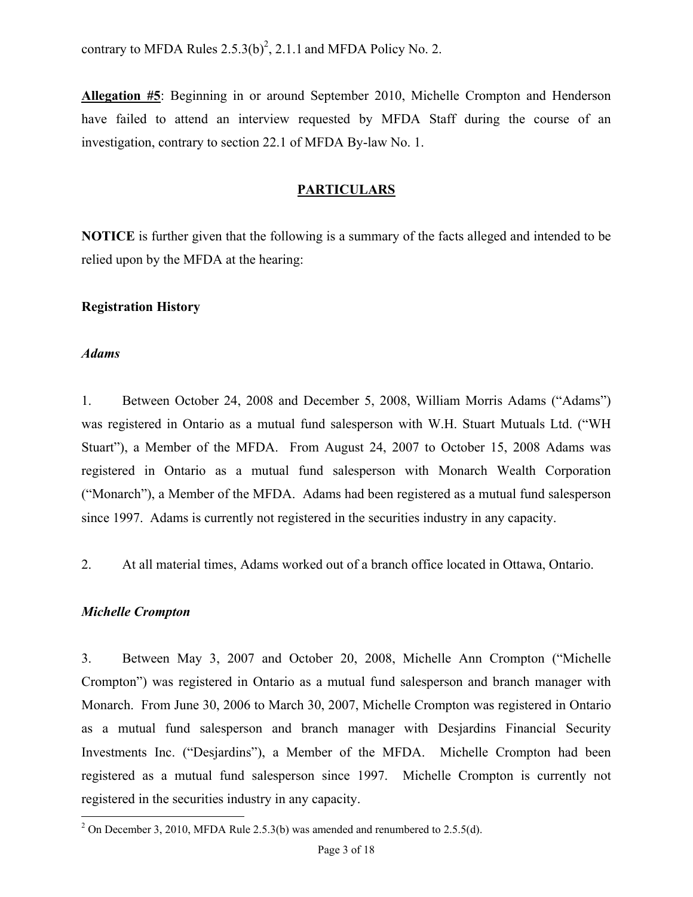contrary to MFDA Rules 2.5.3(b)[2], 2.1.1 and MFDA Policy No. 2.

**Allegation #5**: Beginning in or around September 2010, Michelle Crompton and Henderson have failed to attend an interview requested by MFDA Staff during the course of an investigation, contrary to section 22.1 of MFDA By-law No. 1.

## PARTICULARS

**NOTICE** is further given that the following is a summary of the facts alleged and intended to be relied upon by the MFDA at the hearing:

### Registration History

*Adams*

1. Between October 24, 2008 and December 5, 2008, William Morris Adams ("Adams") was registered in Ontario as a mutual fund salesperson with W.H. Stuart Mutuals Ltd. ("WH Stuart"), a Member of the MFDA. From August 24, 2007 to October 15, 2008 Adams was registered in Ontario as a mutual fund salesperson with Monarch Wealth Corporation ("Monarch"), a Member of the MFDA. Adams had been registered as a mutual fund salesperson since 1997. Adams is currently not registered in the securities industry in any capacity.

2. At all material times, Adams worked out of a branch office located in Ottawa, Ontario.

*Michelle Crompton*

3. Between May 3, 2007 and October 20, 2008, Michelle Ann Crompton ("Michelle Crompton") was registered in Ontario as a mutual fund salesperson and branch manager with Monarch. From June 30, 2006 to March 30, 2007, Michelle Crompton was registered in Ontario as a mutual fund salesperson and branch manager with Desjardins Financial Security Investments Inc. ("Desjardins"), a Member of the MFDA. Michelle Crompton had been registered as a mutual fund salesperson since 1997. Michelle Crompton is currently not registered in the securities industry in any capacity.

---

[2] On December 3, 2010, MFDA Rule 2.5.3(b) was amended and renumbered to 2.5.5(d).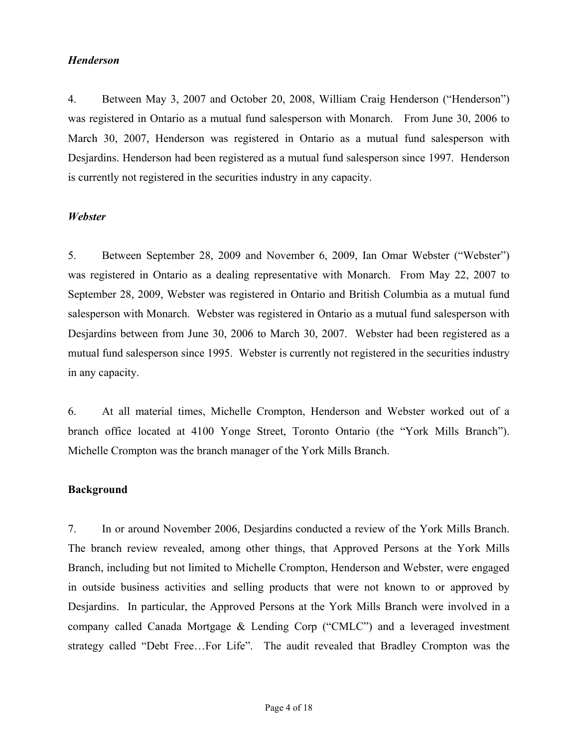### *Henderson*

4. Between May 3, 2007 and October 20, 2008, William Craig Henderson ("Henderson") was registered in Ontario as a mutual fund salesperson with Monarch. From June 30, 2006 to March 30, 2007, Henderson was registered in Ontario as a mutual fund salesperson with Desjardins. Henderson had been registered as a mutual fund salesperson since 1997. Henderson is currently not registered in the securities industry in any capacity.

### *Webster*

5. Between September 28, 2009 and November 6, 2009, Ian Omar Webster ("Webster") was registered in Ontario as a dealing representative with Monarch. From May 22, 2007 to September 28, 2009, Webster was registered in Ontario and British Columbia as a mutual fund salesperson with Monarch. Webster was registered in Ontario as a mutual fund salesperson with Desjardins between from June 30, 2006 to March 30, 2007. Webster had been registered as a mutual fund salesperson since 1995. Webster is currently not registered in the securities industry in any capacity.

6. At all material times, Michelle Crompton, Henderson and Webster worked out of a branch office located at 4100 Yonge Street, Toronto Ontario (the "York Mills Branch"). Michelle Crompton was the branch manager of the York Mills Branch.

## **Background**

7. In or around November 2006, Desjardins conducted a review of the York Mills Branch. The branch review revealed, among other things, that Approved Persons at the York Mills Branch, including but not limited to Michelle Crompton, Henderson and Webster, were engaged in outside business activities and selling products that were not known to or approved by Desjardins. In particular, the Approved Persons at the York Mills Branch were involved in a company called Canada Mortgage & Lending Corp ("CMLC") and a leveraged investment strategy called "Debt Free…For Life". The audit revealed that Bradley Crompton was the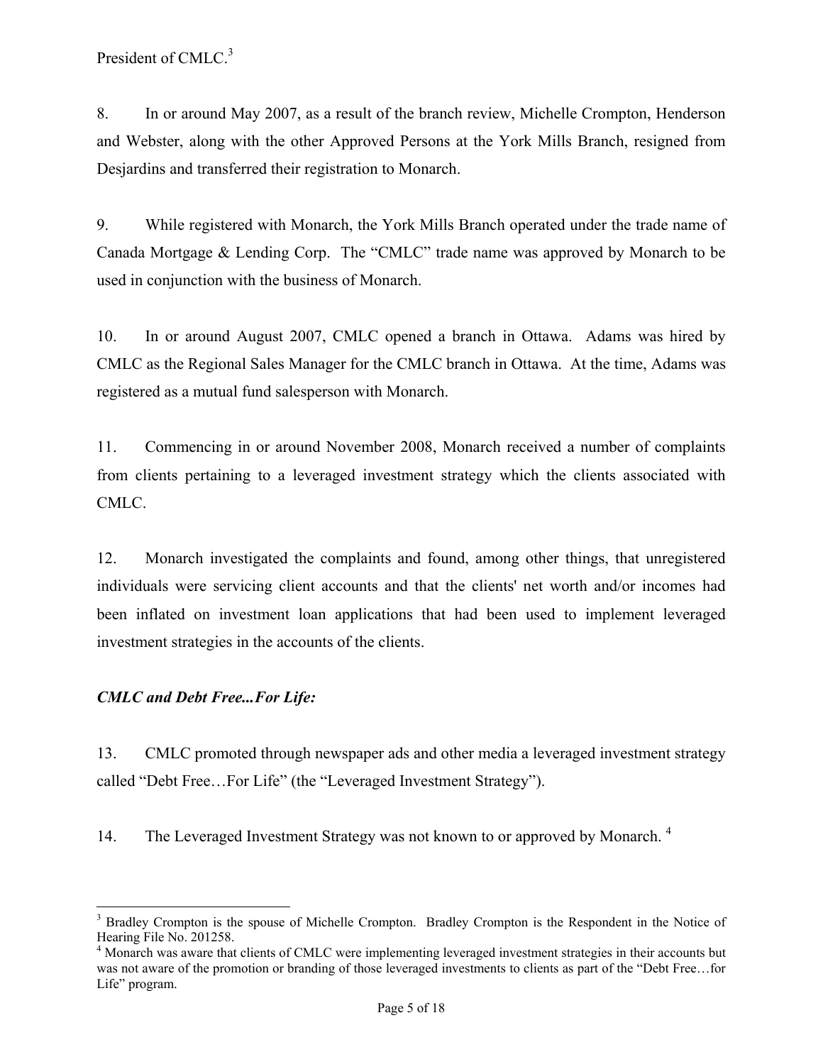President of CMLC.[3]

8. In or around May 2007, as a result of the branch review, Michelle Crompton, Henderson and Webster, along with the other Approved Persons at the York Mills Branch, resigned from Desjardins and transferred their registration to Monarch.

9. While registered with Monarch, the York Mills Branch operated under the trade name of Canada Mortgage & Lending Corp. The "CMLC" trade name was approved by Monarch to be used in conjunction with the business of Monarch.

10. In or around August 2007, CMLC opened a branch in Ottawa. Adams was hired by CMLC as the Regional Sales Manager for the CMLC branch in Ottawa. At the time, Adams was registered as a mutual fund salesperson with Monarch.

11. Commencing in or around November 2008, Monarch received a number of complaints from clients pertaining to a leveraged investment strategy which the clients associated with CMLC.

12. Monarch investigated the complaints and found, among other things, that unregistered individuals were servicing client accounts and that the clients' net worth and/or incomes had been inflated on investment loan applications that had been used to implement leveraged investment strategies in the accounts of the clients.

***CMLC and Debt Free...For Life:***

13. CMLC promoted through newspaper ads and other media a leveraged investment strategy called "Debt Free…For Life" (the "Leveraged Investment Strategy").

14. The Leveraged Investment Strategy was not known to or approved by Monarch. [4]

---

[3] Bradley Crompton is the spouse of Michelle Crompton. Bradley Crompton is the Respondent in the Notice of Hearing File No. 201258.

[4] Monarch was aware that clients of CMLC were implementing leveraged investment strategies in their accounts but was not aware of the promotion or branding of those leveraged investments to clients as part of the "Debt Free…for Life" program.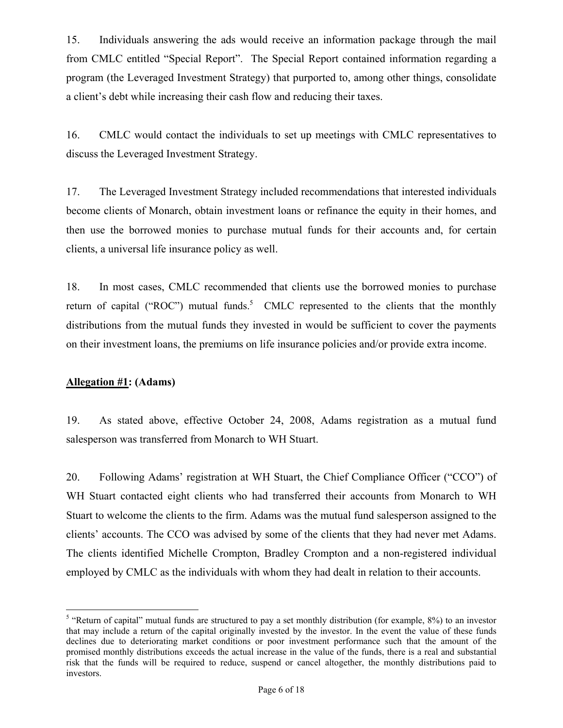15. Individuals answering the ads would receive an information package through the mail from CMLC entitled "Special Report". The Special Report contained information regarding a program (the Leveraged Investment Strategy) that purported to, among other things, consolidate a client's debt while increasing their cash flow and reducing their taxes.

16. CMLC would contact the individuals to set up meetings with CMLC representatives to discuss the Leveraged Investment Strategy.

17. The Leveraged Investment Strategy included recommendations that interested individuals become clients of Monarch, obtain investment loans or refinance the equity in their homes, and then use the borrowed monies to purchase mutual funds for their accounts and, for certain clients, a universal life insurance policy as well.

18. In most cases, CMLC recommended that clients use the borrowed monies to purchase return of capital ("ROC") mutual funds.[5] CMLC represented to the clients that the monthly distributions from the mutual funds they invested in would be sufficient to cover the payments on their investment loans, the premiums on life insurance policies and/or provide extra income.

**Allegation #1: (Adams)**

19. As stated above, effective October 24, 2008, Adams registration as a mutual fund salesperson was transferred from Monarch to WH Stuart.

20. Following Adams' registration at WH Stuart, the Chief Compliance Officer ("CCO") of WH Stuart contacted eight clients who had transferred their accounts from Monarch to WH Stuart to welcome the clients to the firm. Adams was the mutual fund salesperson assigned to the clients' accounts. The CCO was advised by some of the clients that they had never met Adams. The clients identified Michelle Crompton, Bradley Crompton and a non-registered individual employed by CMLC as the individuals with whom they had dealt in relation to their accounts.

---

[5] "Return of capital" mutual funds are structured to pay a set monthly distribution (for example, 8%) to an investor that may include a return of the capital originally invested by the investor. In the event the value of these funds declines due to deteriorating market conditions or poor investment performance such that the amount of the promised monthly distributions exceeds the actual increase in the value of the funds, there is a real and substantial risk that the funds will be required to reduce, suspend or cancel altogether, the monthly distributions paid to investors.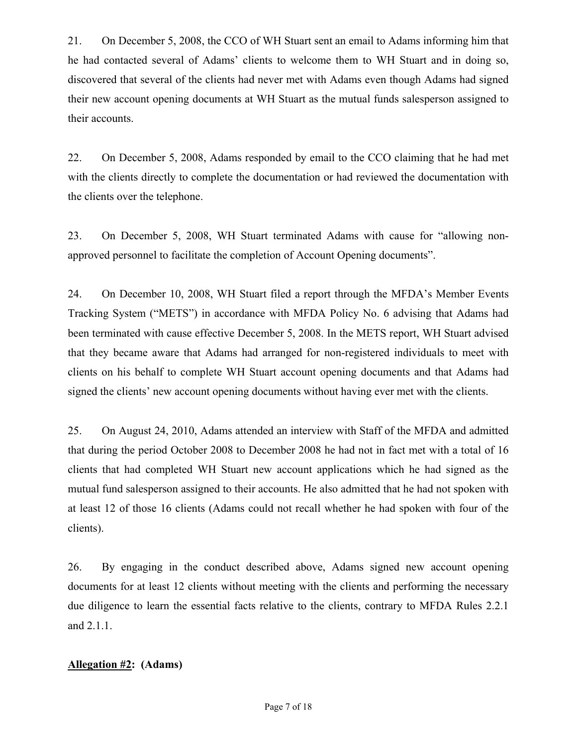21. On December 5, 2008, the CCO of WH Stuart sent an email to Adams informing him that he had contacted several of Adams' clients to welcome them to WH Stuart and in doing so, discovered that several of the clients had never met with Adams even though Adams had signed their new account opening documents at WH Stuart as the mutual funds salesperson assigned to their accounts.

22. On December 5, 2008, Adams responded by email to the CCO claiming that he had met with the clients directly to complete the documentation or had reviewed the documentation with the clients over the telephone.

23. On December 5, 2008, WH Stuart terminated Adams with cause for "allowing non-approved personnel to facilitate the completion of Account Opening documents".

24. On December 10, 2008, WH Stuart filed a report through the MFDA's Member Events Tracking System ("METS") in accordance with MFDA Policy No. 6 advising that Adams had been terminated with cause effective December 5, 2008. In the METS report, WH Stuart advised that they became aware that Adams had arranged for non-registered individuals to meet with clients on his behalf to complete WH Stuart account opening documents and that Adams had signed the clients' new account opening documents without having ever met with the clients.

25. On August 24, 2010, Adams attended an interview with Staff of the MFDA and admitted that during the period October 2008 to December 2008 he had not in fact met with a total of 16 clients that had completed WH Stuart new account applications which he had signed as the mutual fund salesperson assigned to their accounts. He also admitted that he had not spoken with at least 12 of those 16 clients (Adams could not recall whether he had spoken with four of the clients).

26. By engaging in the conduct described above, Adams signed new account opening documents for at least 12 clients without meeting with the clients and performing the necessary due diligence to learn the essential facts relative to the clients, contrary to MFDA Rules 2.2.1 and 2.1.1.

**<u>Allegation #2</u>: (Adams)**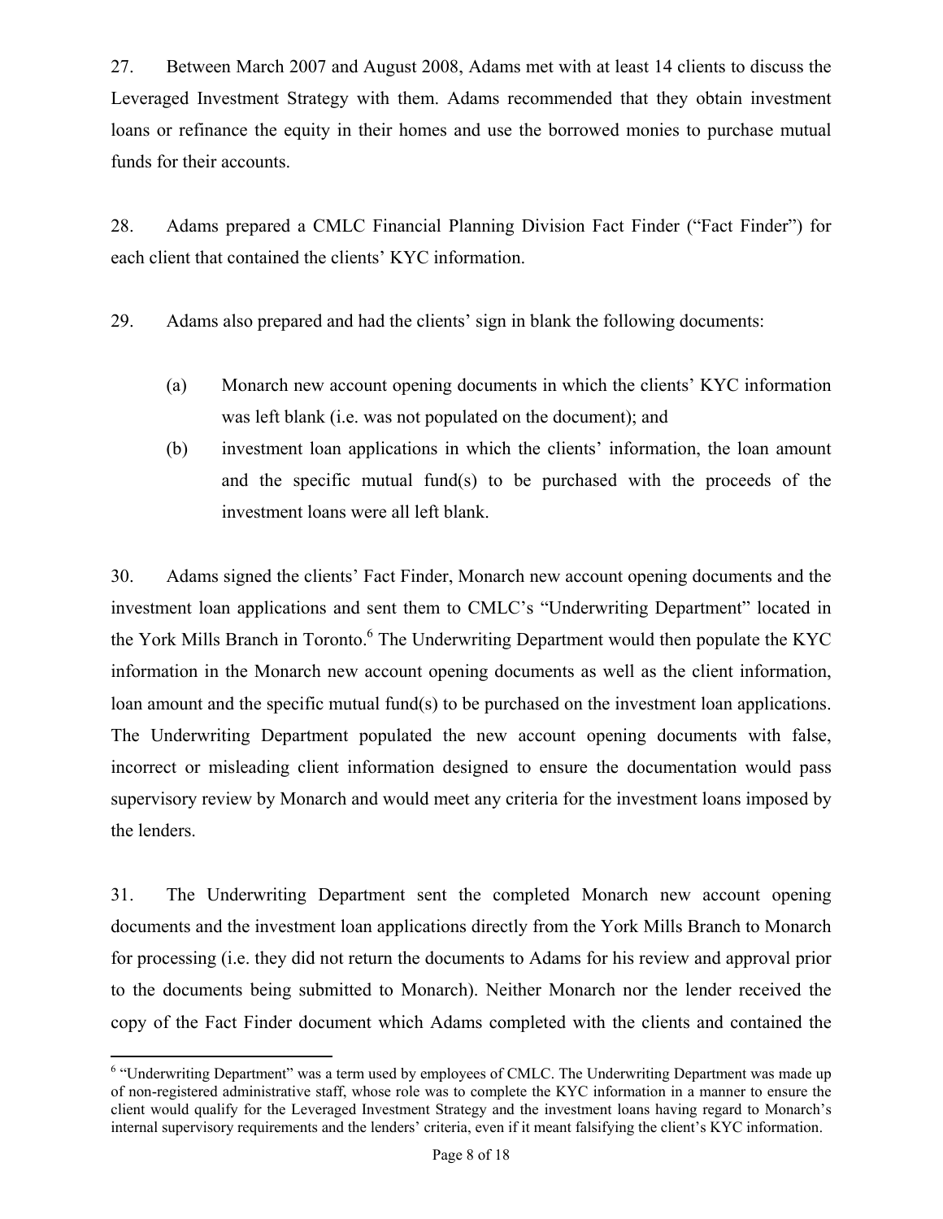27. Between March 2007 and August 2008, Adams met with at least 14 clients to discuss the Leveraged Investment Strategy with them. Adams recommended that they obtain investment loans or refinance the equity in their homes and use the borrowed monies to purchase mutual funds for their accounts.

28. Adams prepared a CMLC Financial Planning Division Fact Finder ("Fact Finder") for each client that contained the clients' KYC information.

29. Adams also prepared and had the clients' sign in blank the following documents:

(a) Monarch new account opening documents in which the clients' KYC information was left blank (i.e. was not populated on the document); and

(b) investment loan applications in which the clients' information, the loan amount and the specific mutual fund(s) to be purchased with the proceeds of the investment loans were all left blank.

30. Adams signed the clients' Fact Finder, Monarch new account opening documents and the investment loan applications and sent them to CMLC's "Underwriting Department" located in the York Mills Branch in Toronto.[6] The Underwriting Department would then populate the KYC information in the Monarch new account opening documents as well as the client information, loan amount and the specific mutual fund(s) to be purchased on the investment loan applications. The Underwriting Department populated the new account opening documents with false, incorrect or misleading client information designed to ensure the documentation would pass supervisory review by Monarch and would meet any criteria for the investment loans imposed by the lenders.

31. The Underwriting Department sent the completed Monarch new account opening documents and the investment loan applications directly from the York Mills Branch to Monarch for processing (i.e. they did not return the documents to Adams for his review and approval prior to the documents being submitted to Monarch). Neither Monarch nor the lender received the copy of the Fact Finder document which Adams completed with the clients and contained the

[6] "Underwriting Department" was a term used by employees of CMLC. The Underwriting Department was made up of non-registered administrative staff, whose role was to complete the KYC information in a manner to ensure the client would qualify for the Leveraged Investment Strategy and the investment loans having regard to Monarch's internal supervisory requirements and the lenders' criteria, even if it meant falsifying the client's KYC information.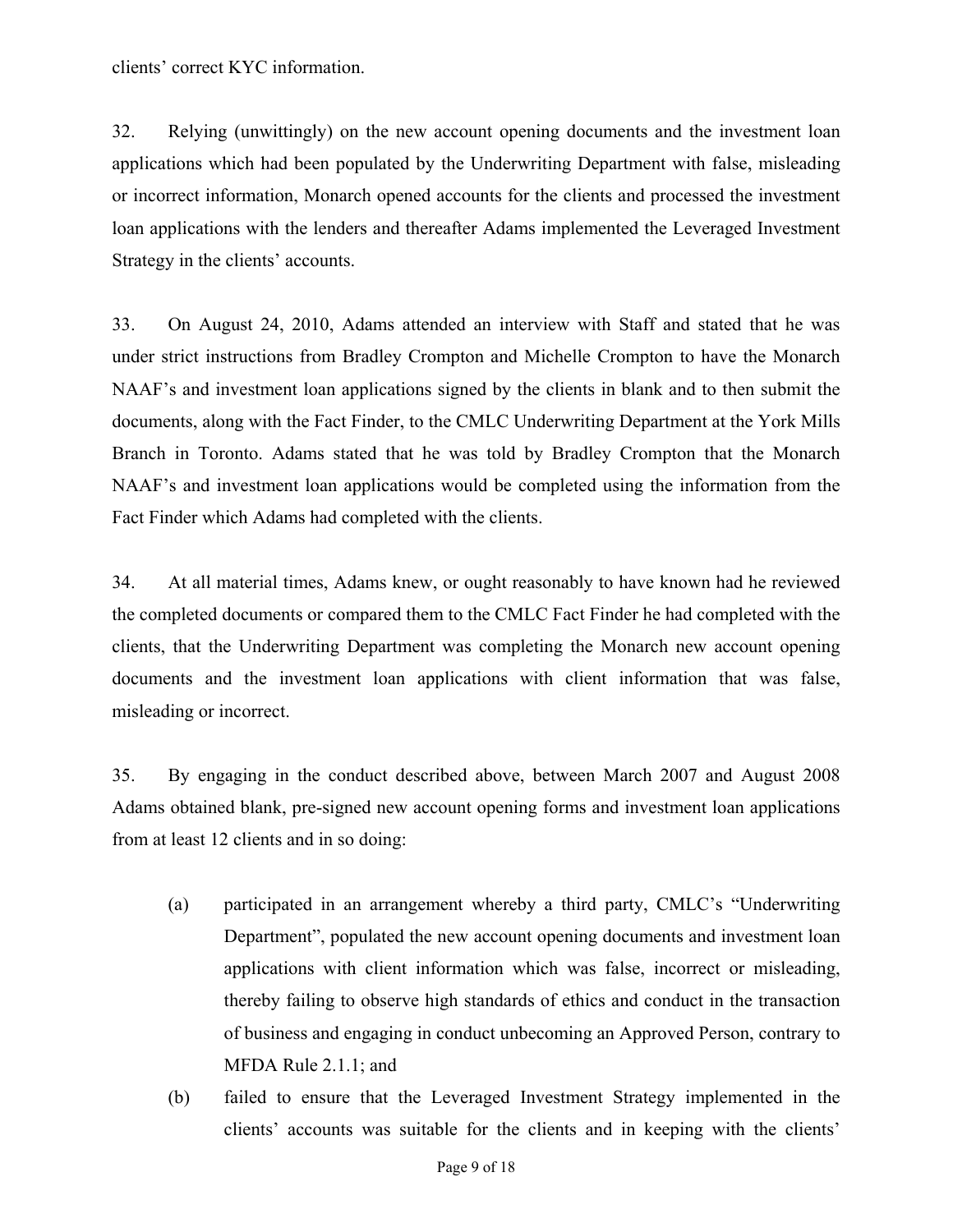clients' correct KYC information.

32. Relying (unwittingly) on the new account opening documents and the investment loan applications which had been populated by the Underwriting Department with false, misleading or incorrect information, Monarch opened accounts for the clients and processed the investment loan applications with the lenders and thereafter Adams implemented the Leveraged Investment Strategy in the clients' accounts.

33. On August 24, 2010, Adams attended an interview with Staff and stated that he was under strict instructions from Bradley Crompton and Michelle Crompton to have the Monarch NAAF's and investment loan applications signed by the clients in blank and to then submit the documents, along with the Fact Finder, to the CMLC Underwriting Department at the York Mills Branch in Toronto. Adams stated that he was told by Bradley Crompton that the Monarch NAAF's and investment loan applications would be completed using the information from the Fact Finder which Adams had completed with the clients.

34. At all material times, Adams knew, or ought reasonably to have known had he reviewed the completed documents or compared them to the CMLC Fact Finder he had completed with the clients, that the Underwriting Department was completing the Monarch new account opening documents and the investment loan applications with client information that was false, misleading or incorrect.

35. By engaging in the conduct described above, between March 2007 and August 2008 Adams obtained blank, pre-signed new account opening forms and investment loan applications from at least 12 clients and in so doing:

(a) participated in an arrangement whereby a third party, CMLC's "Underwriting Department", populated the new account opening documents and investment loan applications with client information which was false, incorrect or misleading, thereby failing to observe high standards of ethics and conduct in the transaction of business and engaging in conduct unbecoming an Approved Person, contrary to MFDA Rule 2.1.1; and

(b) failed to ensure that the Leveraged Investment Strategy implemented in the clients' accounts was suitable for the clients and in keeping with the clients'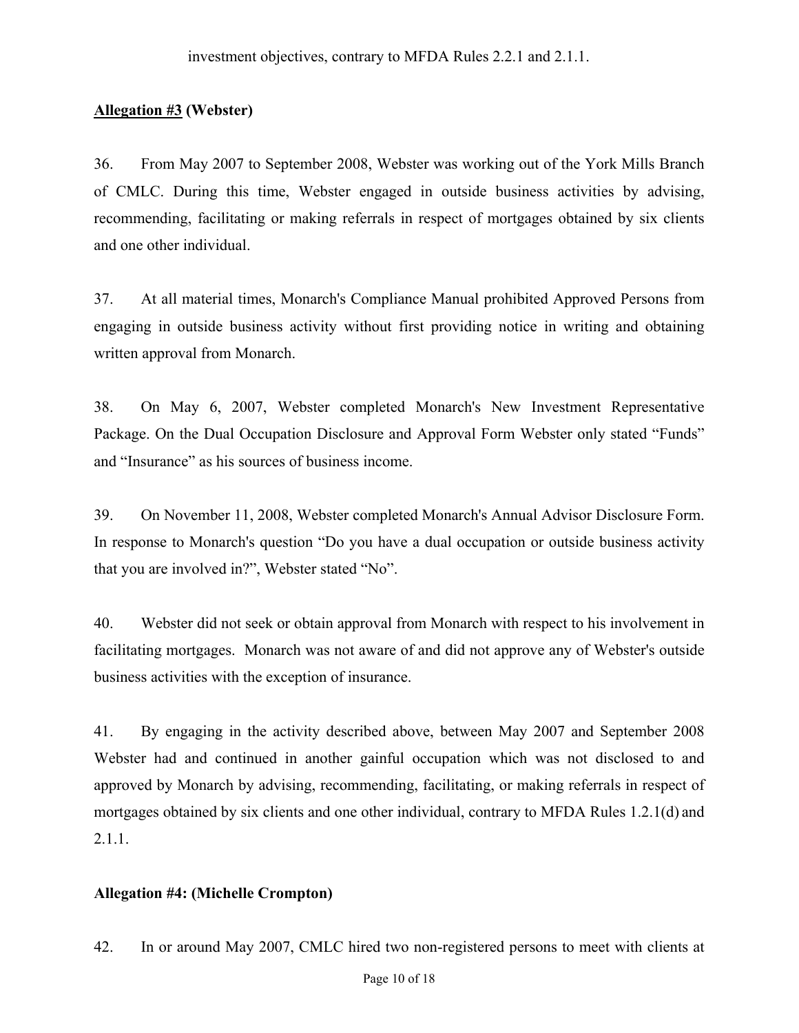investment objectives, contrary to MFDA Rules 2.2.1 and 2.1.1.

**Allegation #3 (Webster)**

36. From May 2007 to September 2008, Webster was working out of the York Mills Branch of CMLC. During this time, Webster engaged in outside business activities by advising, recommending, facilitating or making referrals in respect of mortgages obtained by six clients and one other individual.

37. At all material times, Monarch's Compliance Manual prohibited Approved Persons from engaging in outside business activity without first providing notice in writing and obtaining written approval from Monarch.

38. On May 6, 2007, Webster completed Monarch's New Investment Representative Package. On the Dual Occupation Disclosure and Approval Form Webster only stated "Funds" and "Insurance" as his sources of business income.

39. On November 11, 2008, Webster completed Monarch's Annual Advisor Disclosure Form. In response to Monarch's question "Do you have a dual occupation or outside business activity that you are involved in?", Webster stated "No".

40. Webster did not seek or obtain approval from Monarch with respect to his involvement in facilitating mortgages. Monarch was not aware of and did not approve any of Webster's outside business activities with the exception of insurance.

41. By engaging in the activity described above, between May 2007 and September 2008 Webster had and continued in another gainful occupation which was not disclosed to and approved by Monarch by advising, recommending, facilitating, or making referrals in respect of mortgages obtained by six clients and one other individual, contrary to MFDA Rules 1.2.1(d) and 2.1.1.

**Allegation #4: (Michelle Crompton)**

42. In or around May 2007, CMLC hired two non-registered persons to meet with clients at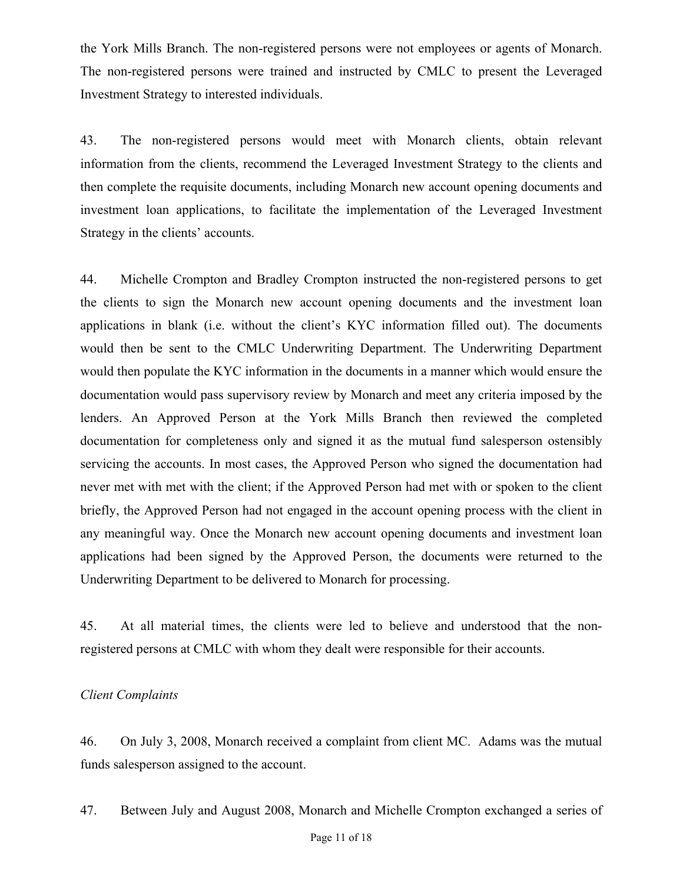the York Mills Branch. The non-registered persons were not employees or agents of Monarch. The non-registered persons were trained and instructed by CMLC to present the Leveraged Investment Strategy to interested individuals.

43. The non-registered persons would meet with Monarch clients, obtain relevant information from the clients, recommend the Leveraged Investment Strategy to the clients and then complete the requisite documents, including Monarch new account opening documents and investment loan applications, to facilitate the implementation of the Leveraged Investment Strategy in the clients' accounts.

44. Michelle Crompton and Bradley Crompton instructed the non-registered persons to get the clients to sign the Monarch new account opening documents and the investment loan applications in blank (i.e. without the client's KYC information filled out). The documents would then be sent to the CMLC Underwriting Department. The Underwriting Department would then populate the KYC information in the documents in a manner which would ensure the documentation would pass supervisory review by Monarch and meet any criteria imposed by the lenders. An Approved Person at the York Mills Branch then reviewed the completed documentation for completeness only and signed it as the mutual fund salesperson ostensibly servicing the accounts. In most cases, the Approved Person who signed the documentation had never met with met with the client; if the Approved Person had met with or spoken to the client briefly, the Approved Person had not engaged in the account opening process with the client in any meaningful way. Once the Monarch new account opening documents and investment loan applications had been signed by the Approved Person, the documents were returned to the Underwriting Department to be delivered to Monarch for processing.

45. At all material times, the clients were led to believe and understood that the non-registered persons at CMLC with whom they dealt were responsible for their accounts.

*Client Complaints*

46. On July 3, 2008, Monarch received a complaint from client MC. Adams was the mutual funds salesperson assigned to the account.

47. Between July and August 2008, Monarch and Michelle Crompton exchanged a series of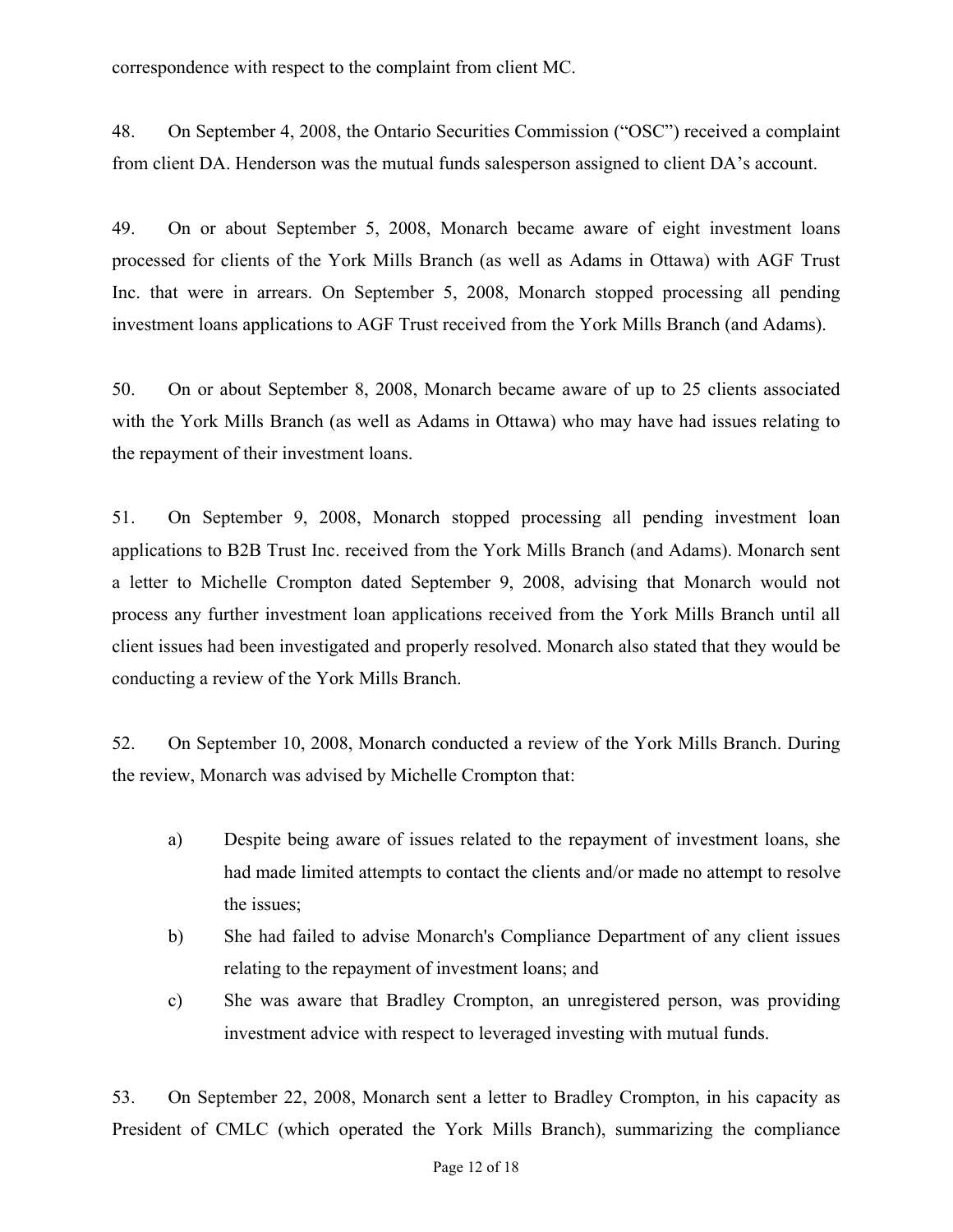correspondence with respect to the complaint from client MC.

48. On September 4, 2008, the Ontario Securities Commission ("OSC") received a complaint from client DA. Henderson was the mutual funds salesperson assigned to client DA's account.

49. On or about September 5, 2008, Monarch became aware of eight investment loans processed for clients of the York Mills Branch (as well as Adams in Ottawa) with AGF Trust Inc. that were in arrears. On September 5, 2008, Monarch stopped processing all pending investment loans applications to AGF Trust received from the York Mills Branch (and Adams).

50. On or about September 8, 2008, Monarch became aware of up to 25 clients associated with the York Mills Branch (as well as Adams in Ottawa) who may have had issues relating to the repayment of their investment loans.

51. On September 9, 2008, Monarch stopped processing all pending investment loan applications to B2B Trust Inc. received from the York Mills Branch (and Adams). Monarch sent a letter to Michelle Crompton dated September 9, 2008, advising that Monarch would not process any further investment loan applications received from the York Mills Branch until all client issues had been investigated and properly resolved. Monarch also stated that they would be conducting a review of the York Mills Branch.

52. On September 10, 2008, Monarch conducted a review of the York Mills Branch. During the review, Monarch was advised by Michelle Crompton that:

a) Despite being aware of issues related to the repayment of investment loans, she had made limited attempts to contact the clients and/or made no attempt to resolve the issues;

b) She had failed to advise Monarch's Compliance Department of any client issues relating to the repayment of investment loans; and

c) She was aware that Bradley Crompton, an unregistered person, was providing investment advice with respect to leveraged investing with mutual funds.

53. On September 22, 2008, Monarch sent a letter to Bradley Crompton, in his capacity as President of CMLC (which operated the York Mills Branch), summarizing the compliance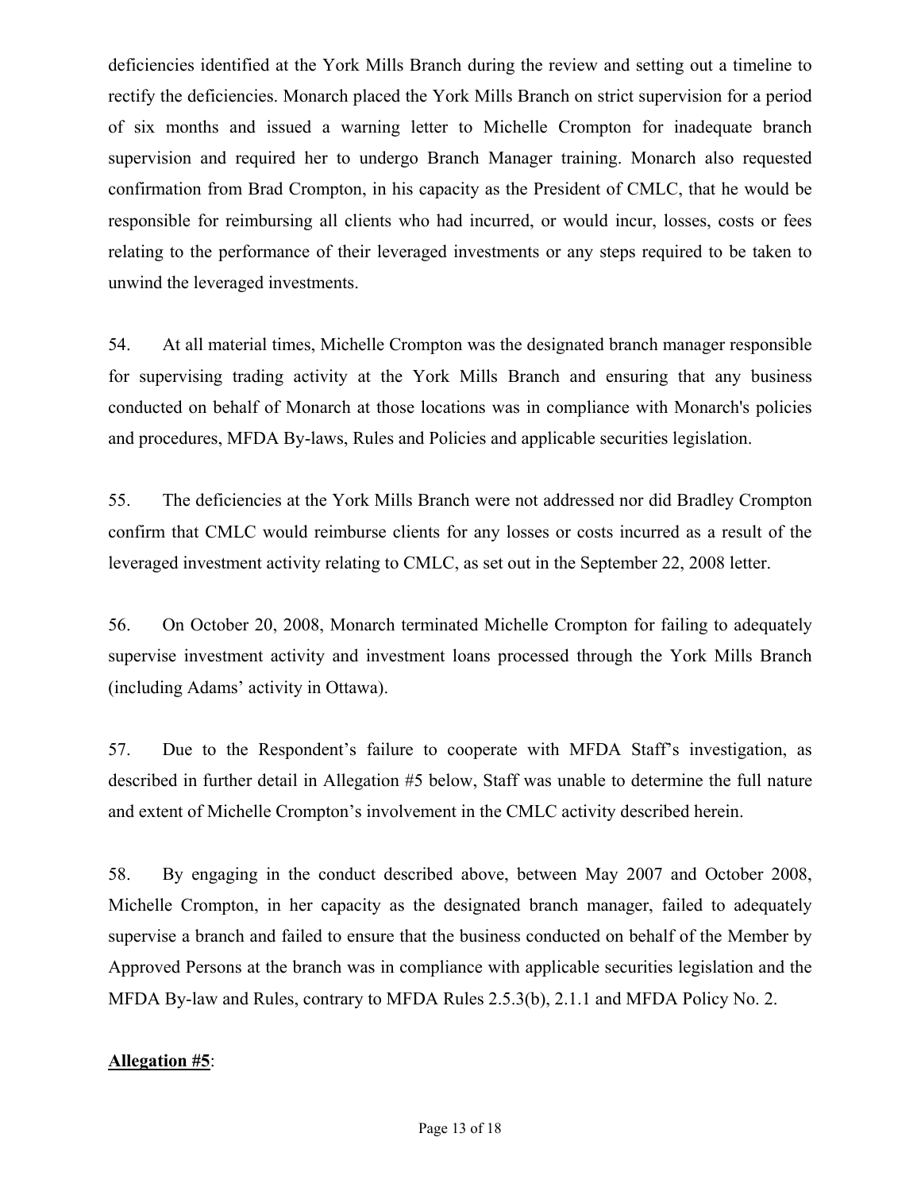deficiencies identified at the York Mills Branch during the review and setting out a timeline to rectify the deficiencies. Monarch placed the York Mills Branch on strict supervision for a period of six months and issued a warning letter to Michelle Crompton for inadequate branch supervision and required her to undergo Branch Manager training. Monarch also requested confirmation from Brad Crompton, in his capacity as the President of CMLC, that he would be responsible for reimbursing all clients who had incurred, or would incur, losses, costs or fees relating to the performance of their leveraged investments or any steps required to be taken to unwind the leveraged investments.

54. At all material times, Michelle Crompton was the designated branch manager responsible for supervising trading activity at the York Mills Branch and ensuring that any business conducted on behalf of Monarch at those locations was in compliance with Monarch's policies and procedures, MFDA By-laws, Rules and Policies and applicable securities legislation.

55. The deficiencies at the York Mills Branch were not addressed nor did Bradley Crompton confirm that CMLC would reimburse clients for any losses or costs incurred as a result of the leveraged investment activity relating to CMLC, as set out in the September 22, 2008 letter.

56. On October 20, 2008, Monarch terminated Michelle Crompton for failing to adequately supervise investment activity and investment loans processed through the York Mills Branch (including Adams' activity in Ottawa).

57. Due to the Respondent's failure to cooperate with MFDA Staff's investigation, as described in further detail in Allegation #5 below, Staff was unable to determine the full nature and extent of Michelle Crompton's involvement in the CMLC activity described herein.

58. By engaging in the conduct described above, between May 2007 and October 2008, Michelle Crompton, in her capacity as the designated branch manager, failed to adequately supervise a branch and failed to ensure that the business conducted on behalf of the Member by Approved Persons at the branch was in compliance with applicable securities legislation and the MFDA By-law and Rules, contrary to MFDA Rules 2.5.3(b), 2.1.1 and MFDA Policy No. 2.

**Allegation #5**: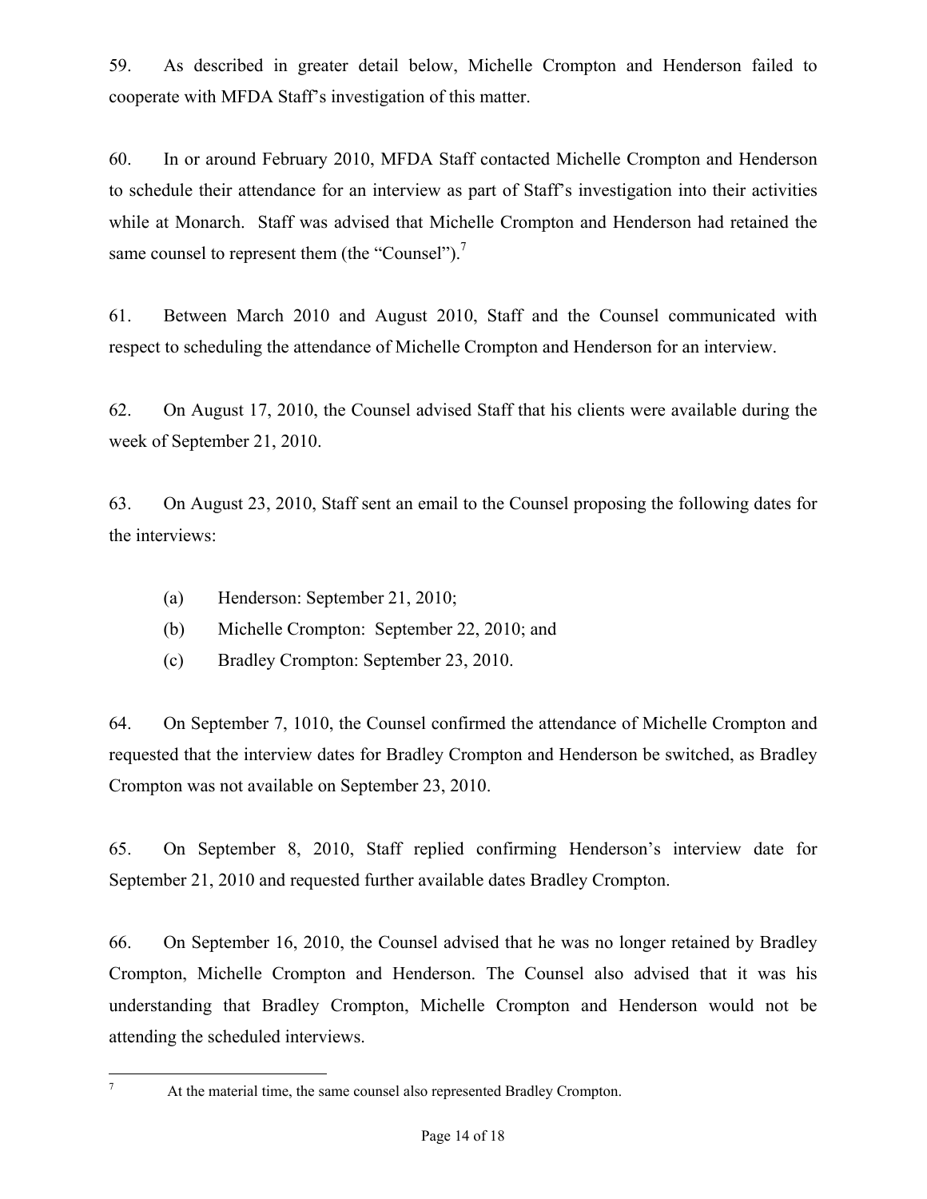59. As described in greater detail below, Michelle Crompton and Henderson failed to cooperate with MFDA Staff's investigation of this matter.

60. In or around February 2010, MFDA Staff contacted Michelle Crompton and Henderson to schedule their attendance for an interview as part of Staff's investigation into their activities while at Monarch. Staff was advised that Michelle Crompton and Henderson had retained the same counsel to represent them (the "Counsel").[7]

61. Between March 2010 and August 2010, Staff and the Counsel communicated with respect to scheduling the attendance of Michelle Crompton and Henderson for an interview.

62. On August 17, 2010, the Counsel advised Staff that his clients were available during the week of September 21, 2010.

63. On August 23, 2010, Staff sent an email to the Counsel proposing the following dates for the interviews:

(a) Henderson: September 21, 2010;

(b) Michelle Crompton: September 22, 2010; and

(c) Bradley Crompton: September 23, 2010.

64. On September 7, 1010, the Counsel confirmed the attendance of Michelle Crompton and requested that the interview dates for Bradley Crompton and Henderson be switched, as Bradley Crompton was not available on September 23, 2010.

65. On September 8, 2010, Staff replied confirming Henderson's interview date for September 21, 2010 and requested further available dates Bradley Crompton.

66. On September 16, 2010, the Counsel advised that he was no longer retained by Bradley Crompton, Michelle Crompton and Henderson. The Counsel also advised that it was his understanding that Bradley Crompton, Michelle Crompton and Henderson would not be attending the scheduled interviews.

---

[7] At the material time, the same counsel also represented Bradley Crompton.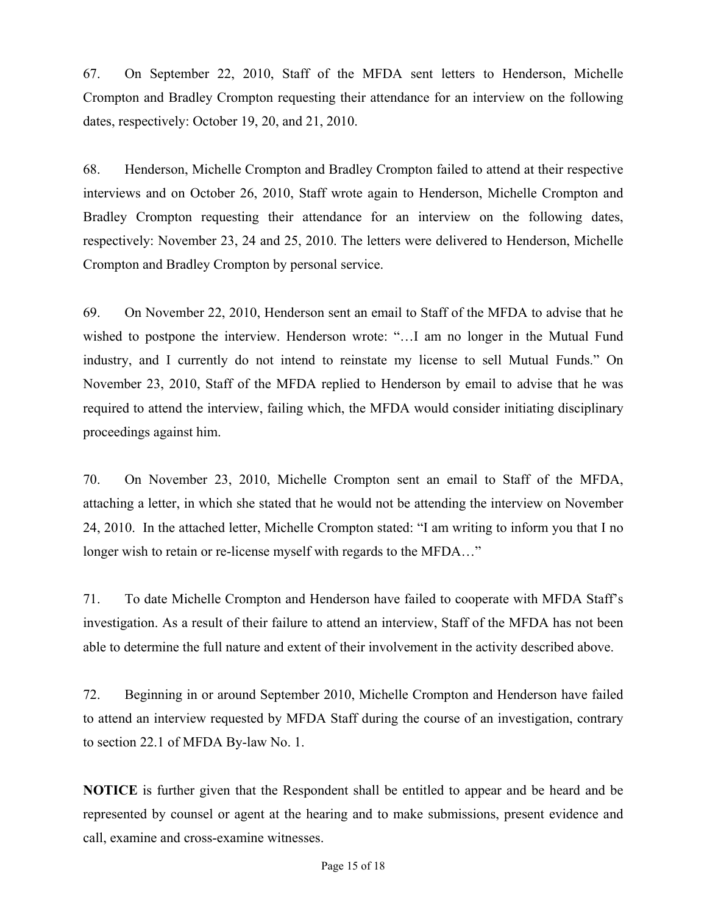67. On September 22, 2010, Staff of the MFDA sent letters to Henderson, Michelle Crompton and Bradley Crompton requesting their attendance for an interview on the following dates, respectively: October 19, 20, and 21, 2010.

68. Henderson, Michelle Crompton and Bradley Crompton failed to attend at their respective interviews and on October 26, 2010, Staff wrote again to Henderson, Michelle Crompton and Bradley Crompton requesting their attendance for an interview on the following dates, respectively: November 23, 24 and 25, 2010. The letters were delivered to Henderson, Michelle Crompton and Bradley Crompton by personal service.

69. On November 22, 2010, Henderson sent an email to Staff of the MFDA to advise that he wished to postpone the interview. Henderson wrote: "…I am no longer in the Mutual Fund industry, and I currently do not intend to reinstate my license to sell Mutual Funds." On November 23, 2010, Staff of the MFDA replied to Henderson by email to advise that he was required to attend the interview, failing which, the MFDA would consider initiating disciplinary proceedings against him.

70. On November 23, 2010, Michelle Crompton sent an email to Staff of the MFDA, attaching a letter, in which she stated that he would not be attending the interview on November 24, 2010. In the attached letter, Michelle Crompton stated: "I am writing to inform you that I no longer wish to retain or re-license myself with regards to the MFDA…"

71. To date Michelle Crompton and Henderson have failed to cooperate with MFDA Staff's investigation. As a result of their failure to attend an interview, Staff of the MFDA has not been able to determine the full nature and extent of their involvement in the activity described above.

72. Beginning in or around September 2010, Michelle Crompton and Henderson have failed to attend an interview requested by MFDA Staff during the course of an investigation, contrary to section 22.1 of MFDA By-law No. 1.

**NOTICE** is further given that the Respondent shall be entitled to appear and be heard and be represented by counsel or agent at the hearing and to make submissions, present evidence and call, examine and cross-examine witnesses.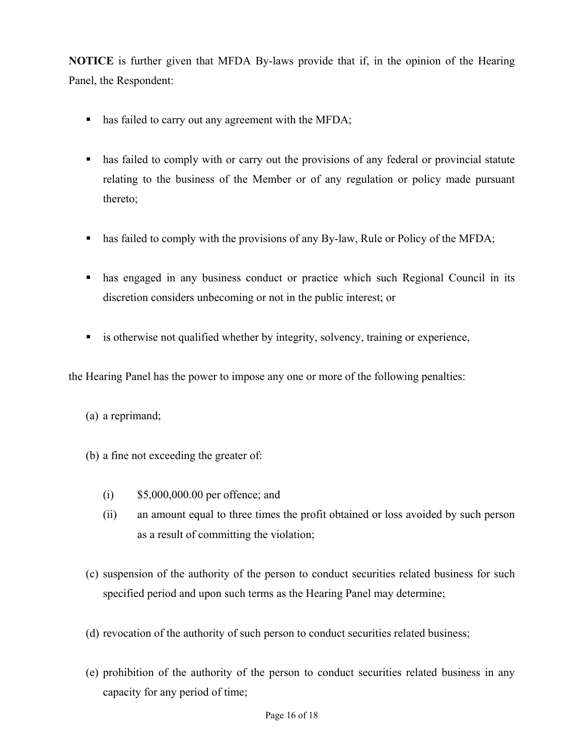**NOTICE** is further given that MFDA By-laws provide that if, in the opinion of the Hearing Panel, the Respondent:

- has failed to carry out any agreement with the MFDA;
- has failed to comply with or carry out the provisions of any federal or provincial statute relating to the business of the Member or of any regulation or policy made pursuant thereto;
- has failed to comply with the provisions of any By-law, Rule or Policy of the MFDA;
- has engaged in any business conduct or practice which such Regional Council in its discretion considers unbecoming or not in the public interest; or
- is otherwise not qualified whether by integrity, solvency, training or experience,

the Hearing Panel has the power to impose any one or more of the following penalties:

(a) a reprimand;

(b) a fine not exceeding the greater of:

  (i) $5,000,000.00 per offence; and

  (ii) an amount equal to three times the profit obtained or loss avoided by such person as a result of committing the violation;

(c) suspension of the authority of the person to conduct securities related business for such specified period and upon such terms as the Hearing Panel may determine;

(d) revocation of the authority of such person to conduct securities related business;

(e) prohibition of the authority of the person to conduct securities related business in any capacity for any period of time;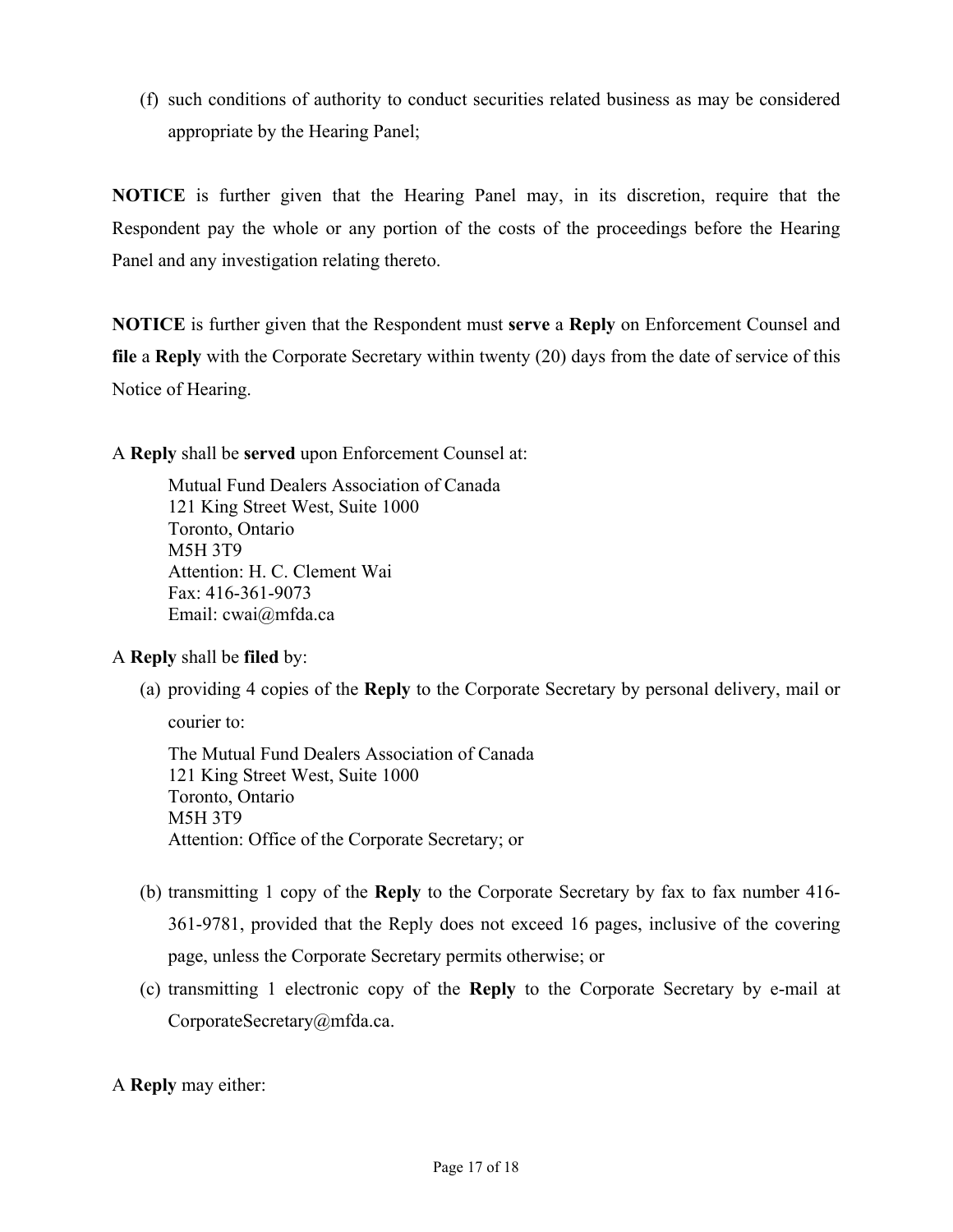(f) such conditions of authority to conduct securities related business as may be considered appropriate by the Hearing Panel;

**NOTICE** is further given that the Hearing Panel may, in its discretion, require that the Respondent pay the whole or any portion of the costs of the proceedings before the Hearing Panel and any investigation relating thereto.

**NOTICE** is further given that the Respondent must **serve** a **Reply** on Enforcement Counsel and **file** a **Reply** with the Corporate Secretary within twenty (20) days from the date of service of this Notice of Hearing.

A **Reply** shall be **served** upon Enforcement Counsel at:

> Mutual Fund Dealers Association of Canada
> 121 King Street West, Suite 1000
> Toronto, Ontario
> M5H 3T9
> Attention: H. C. Clement Wai
> Fax: 416-361-9073
> Email: cwai@mfda.ca

A **Reply** shall be **filed** by:

(a) providing 4 copies of the **Reply** to the Corporate Secretary by personal delivery, mail or courier to:

> The Mutual Fund Dealers Association of Canada
> 121 King Street West, Suite 1000
> Toronto, Ontario
> M5H 3T9
> Attention: Office of the Corporate Secretary; or

(b) transmitting 1 copy of the **Reply** to the Corporate Secretary by fax to fax number 416-361-9781, provided that the Reply does not exceed 16 pages, inclusive of the covering page, unless the Corporate Secretary permits otherwise; or

(c) transmitting 1 electronic copy of the **Reply** to the Corporate Secretary by e-mail at CorporateSecretary@mfda.ca.

A **Reply** may either: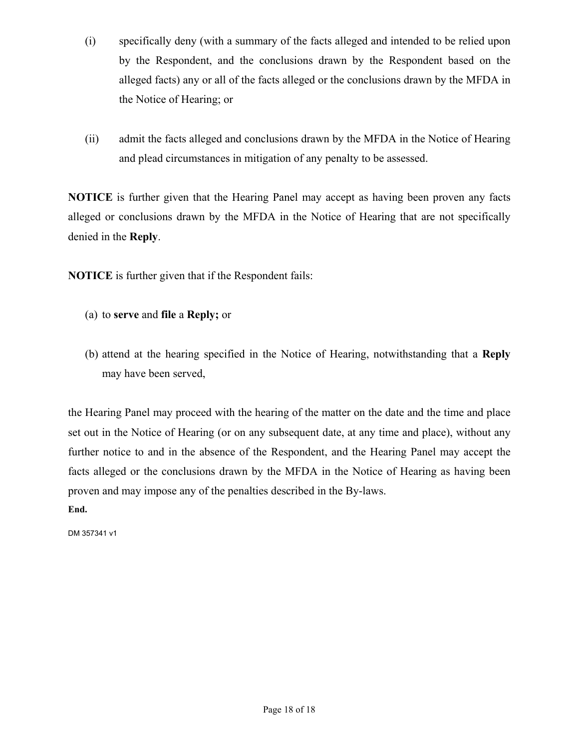(i) specifically deny (with a summary of the facts alleged and intended to be relied upon by the Respondent, and the conclusions drawn by the Respondent based on the alleged facts) any or all of the facts alleged or the conclusions drawn by the MFDA in the Notice of Hearing; or

(ii) admit the facts alleged and conclusions drawn by the MFDA in the Notice of Hearing and plead circumstances in mitigation of any penalty to be assessed.

**NOTICE** is further given that the Hearing Panel may accept as having been proven any facts alleged or conclusions drawn by the MFDA in the Notice of Hearing that are not specifically denied in the **Reply**.

**NOTICE** is further given that if the Respondent fails:

(a) to **serve** and **file** a **Reply;** or

(b) attend at the hearing specified in the Notice of Hearing, notwithstanding that a **Reply** may have been served,

the Hearing Panel may proceed with the hearing of the matter on the date and the time and place set out in the Notice of Hearing (or on any subsequent date, at any time and place), without any further notice to and in the absence of the Respondent, and the Hearing Panel may accept the facts alleged or the conclusions drawn by the MFDA in the Notice of Hearing as having been proven and may impose any of the penalties described in the By-laws.

**End.**

DM 357341 v1